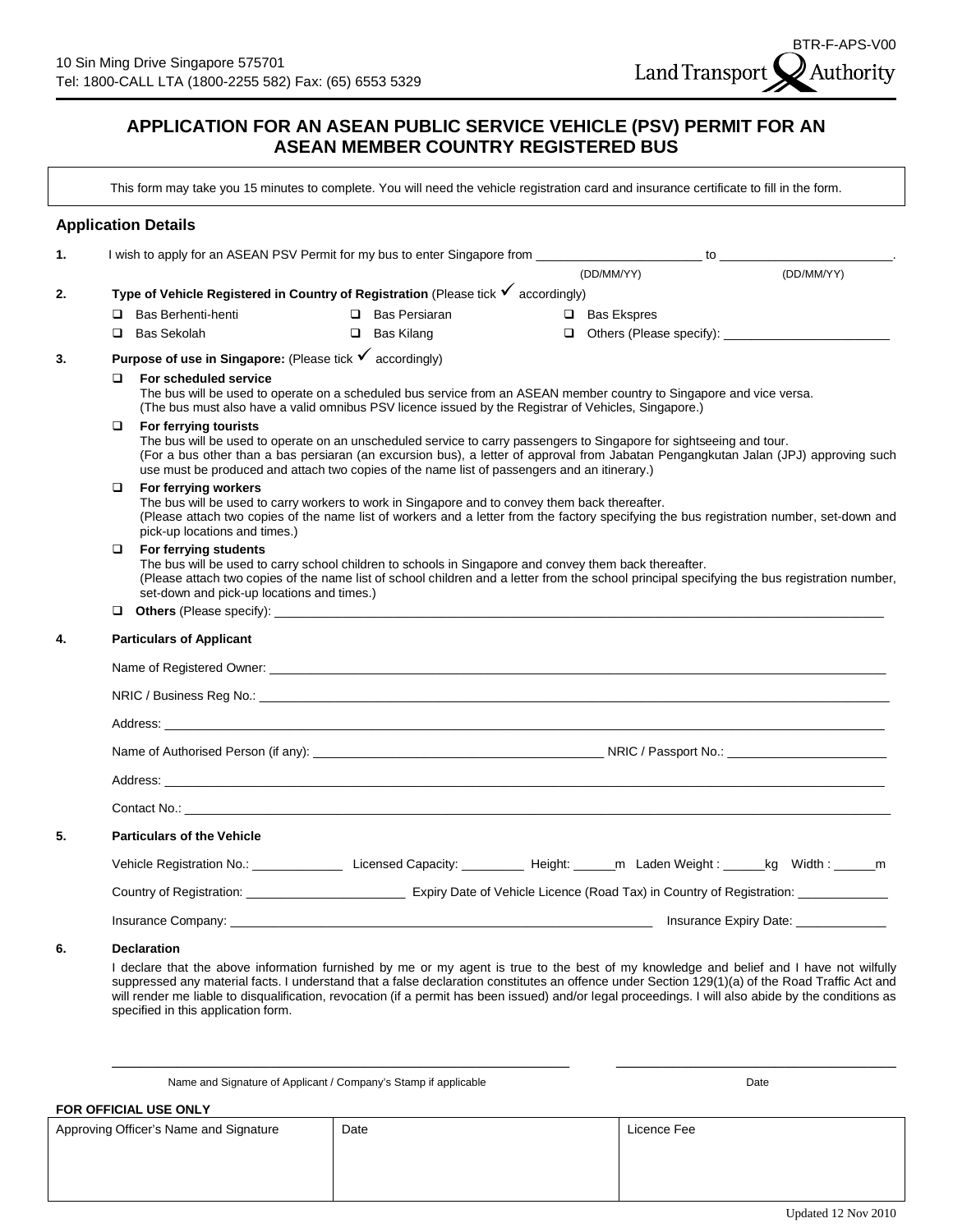10 Sin Ming Drive Singapore 575701
Tel: 1800-CALL LTA (1800-2255 582) Fax: (65) 6553 5329

BTR-F-APS-V00

Land Transport Authority

# APPLICATION FOR AN ASEAN PUBLIC SERVICE VEHICLE (PSV) PERMIT FOR AN ASEAN MEMBER COUNTRY REGISTERED BUS

This form may take you 15 minutes to complete. You will need the vehicle registration card and insurance certificate to fill in the form.

## Application Details

**1.** I wish to apply for an ASEAN PSV Permit for my bus to enter Singapore from ________________ (DD/MM/YY) to ________________ (DD/MM/YY).

**2. Type of Vehicle Registered in Country of Registration** (Please tick ✓ accordingly)

- ☐ Bas Berhenti-henti
- ☐ Bas Persiaran
- ☐ Bas Ekspres
- ☐ Bas Sekolah
- ☐ Bas Kilang
- ☐ Others (Please specify): ________________

**3. Purpose of use in Singapore:** (Please tick ✓ accordingly)

- ☐ **For scheduled service**
  The bus will be used to operate on a scheduled bus service from an ASEAN member country to Singapore and vice versa.
  (The bus must also have a valid omnibus PSV licence issued by the Registrar of Vehicles, Singapore.)
- ☐ **For ferrying tourists**
  The bus will be used to operate on an unscheduled service to carry passengers to Singapore for sightseeing and tour.
  (For a bus other than a bas persiaran (an excursion bus), a letter of approval from Jabatan Pengangkutan Jalan (JPJ) approving such use must be produced and attach two copies of the name list of passengers and an itinerary.)
- ☐ **For ferrying workers**
  The bus will be used to carry workers to work in Singapore and to convey them back thereafter.
  (Please attach two copies of the name list of workers and a letter from the factory specifying the bus registration number, set-down and pick-up locations and times.)
- ☐ **For ferrying students**
  The bus will be used to carry school children to schools in Singapore and convey them back thereafter.
  (Please attach two copies of the name list of school children and a letter from the school principal specifying the bus registration number, set-down and pick-up locations and times.)
- ☐ **Others** (Please specify): ________________

**4. Particulars of Applicant**

Name of Registered Owner: ________________

NRIC / Business Reg No.: ________________

Address: ________________

Name of Authorised Person (if any): ________________ NRIC / Passport No.: ________________

Address: ________________

Contact No.: ________________

**5. Particulars of the Vehicle**

Vehicle Registration No.: ________ Licensed Capacity: ________ Height: ______m Laden Weight : ______kg Width : ______m

Country of Registration: ________________ Expiry Date of Vehicle Licence (Road Tax) in Country of Registration: ________

Insurance Company: ________________ Insurance Expiry Date: ________

**6. Declaration**

I declare that the above information furnished by me or my agent is true to the best of my knowledge and belief and I have not wilfully suppressed any material facts. I understand that a false declaration constitutes an offence under Section 129(1)(a) of the Road Traffic Act and will render me liable to disqualification, revocation (if a permit has been issued) and/or legal proceedings. I will also abide by the conditions as specified in this application form.

________________________________ ________________
Name and Signature of Applicant / Company's Stamp if applicable — Date

**FOR OFFICIAL USE ONLY**

| Approving Officer's Name and Signature | Date | Licence Fee |
|---|---|---|
| | | |

Updated 12 Nov 2010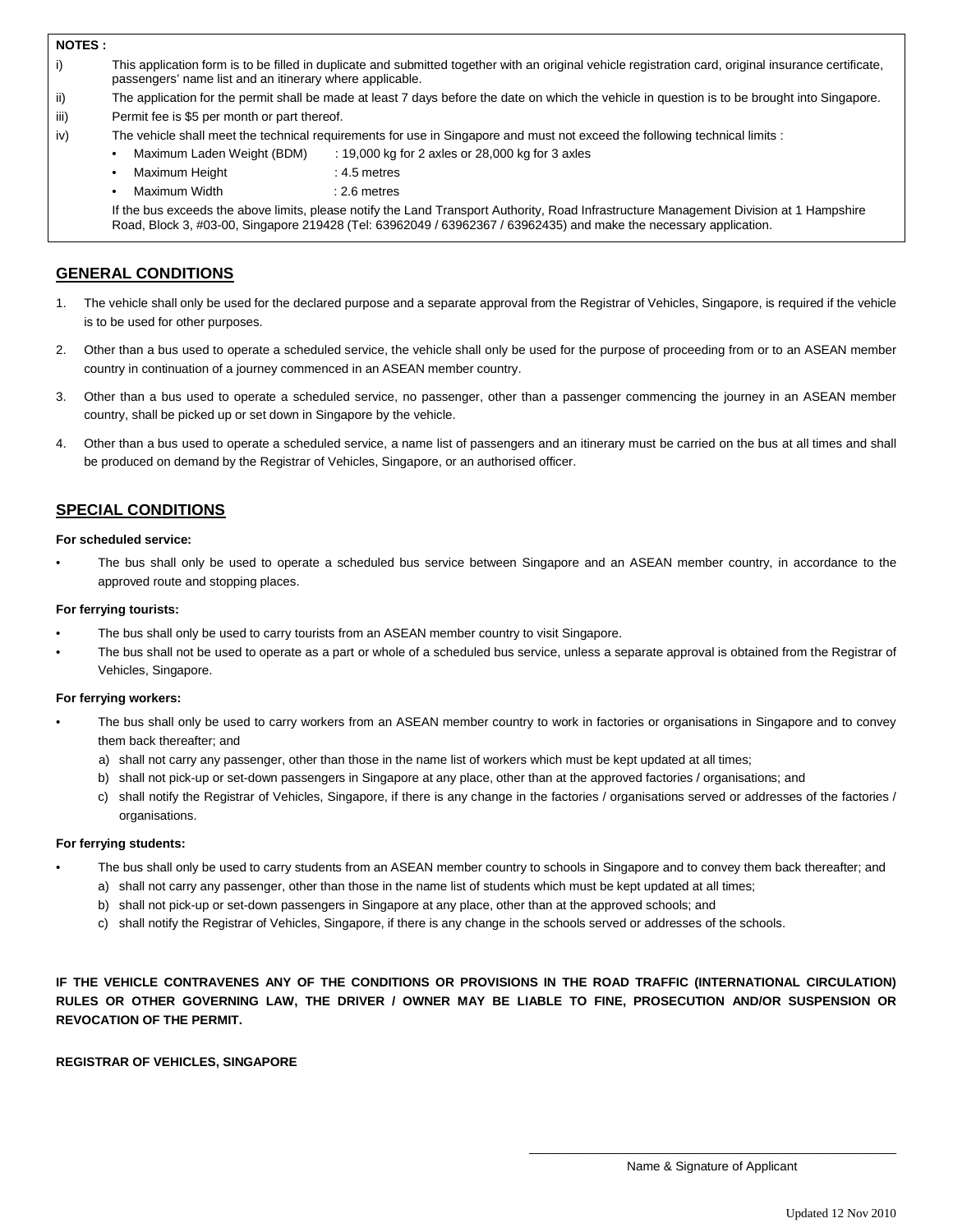**NOTES :**

i) This application form is to be filled in duplicate and submitted together with an original vehicle registration card, original insurance certificate, passengers' name list and an itinerary where applicable.

ii) The application for the permit shall be made at least 7 days before the date on which the vehicle in question is to be brought into Singapore.

iii) Permit fee is $5 per month or part thereof.

iv) The vehicle shall meet the technical requirements for use in Singapore and must not exceed the following technical limits :

- Maximum Laden Weight (BDM) : 19,000 kg for 2 axles or 28,000 kg for 3 axles
- Maximum Height : 4.5 metres
- Maximum Width : 2.6 metres

If the bus exceeds the above limits, please notify the Land Transport Authority, Road Infrastructure Management Division at 1 Hampshire Road, Block 3, #03-00, Singapore 219428 (Tel: 63962049 / 63962367 / 63962435) and make the necessary application.

## GENERAL CONDITIONS

1. The vehicle shall only be used for the declared purpose and a separate approval from the Registrar of Vehicles, Singapore, is required if the vehicle is to be used for other purposes.
2. Other than a bus used to operate a scheduled service, the vehicle shall only be used for the purpose of proceeding from or to an ASEAN member country in continuation of a journey commenced in an ASEAN member country.
3. Other than a bus used to operate a scheduled service, no passenger, other than a passenger commencing the journey in an ASEAN member country, shall be picked up or set down in Singapore by the vehicle.
4. Other than a bus used to operate a scheduled service, a name list of passengers and an itinerary must be carried on the bus at all times and shall be produced on demand by the Registrar of Vehicles, Singapore, or an authorised officer.

## SPECIAL CONDITIONS

**For scheduled service:**

- The bus shall only be used to operate a scheduled bus service between Singapore and an ASEAN member country, in accordance to the approved route and stopping places.

**For ferrying tourists:**

- The bus shall only be used to carry tourists from an ASEAN member country to visit Singapore.
- The bus shall not be used to operate as a part or whole of a scheduled bus service, unless a separate approval is obtained from the Registrar of Vehicles, Singapore.

**For ferrying workers:**

- The bus shall only be used to carry workers from an ASEAN member country to work in factories or organisations in Singapore and to convey them back thereafter; and
  a) shall not carry any passenger, other than those in the name list of workers which must be kept updated at all times;
  b) shall not pick-up or set-down passengers in Singapore at any place, other than at the approved factories / organisations; and
  c) shall notify the Registrar of Vehicles, Singapore, if there is any change in the factories / organisations served or addresses of the factories / organisations.

**For ferrying students:**

- The bus shall only be used to carry students from an ASEAN member country to schools in Singapore and to convey them back thereafter; and
  a) shall not carry any passenger, other than those in the name list of students which must be kept updated at all times;
  b) shall not pick-up or set-down passengers in Singapore at any place, other than at the approved schools; and
  c) shall notify the Registrar of Vehicles, Singapore, if there is any change in the schools served or addresses of the schools.

**IF THE VEHICLE CONTRAVENES ANY OF THE CONDITIONS OR PROVISIONS IN THE ROAD TRAFFIC (INTERNATIONAL CIRCULATION) RULES OR OTHER GOVERNING LAW, THE DRIVER / OWNER MAY BE LIABLE TO FINE, PROSECUTION AND/OR SUSPENSION OR REVOCATION OF THE PERMIT.**

**REGISTRAR OF VEHICLES, SINGAPORE**

Name & Signature of Applicant

Updated 12 Nov 2010